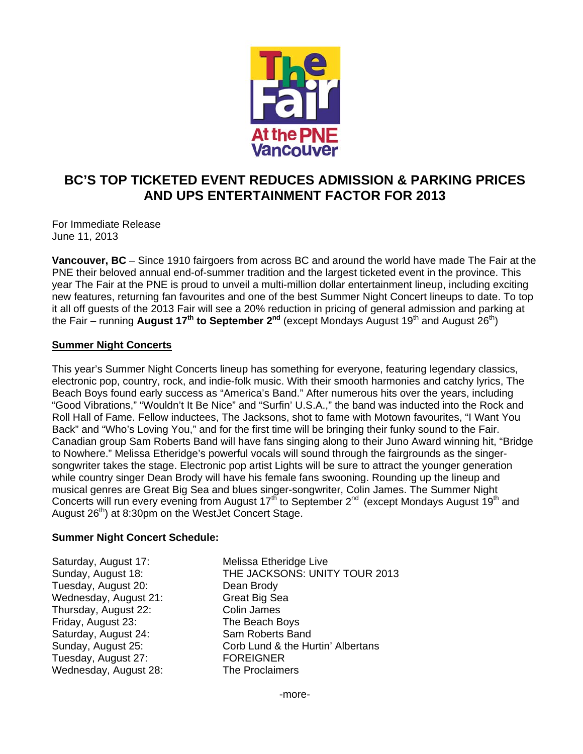# BC'S TOP TICKETED EVENT REDUCES ADMISSION & PARKING PRICES AND UPS ENTERTAINMENT FACTOR FOR 2013

For Immediate Release
June 11, 2013

**Vancouver, BC** – Since 1910 fairgoers from across BC and around the world have made The Fair at the PNE their beloved annual end-of-summer tradition and the largest ticketed event in the province. This year The Fair at the PNE is proud to unveil a multi-million dollar entertainment lineup, including exciting new features, returning fan favourites and one of the best Summer Night Concert lineups to date. To top it all off guests of the 2013 Fair will see a 20% reduction in pricing of general admission and parking at the Fair – running **August 17th to September 2nd** (except Mondays August 19th and August 26th)

## Summer Night Concerts

This year's Summer Night Concerts lineup has something for everyone, featuring legendary classics, electronic pop, country, rock, and indie-folk music. With their smooth harmonies and catchy lyrics, The Beach Boys found early success as "America's Band." After numerous hits over the years, including "Good Vibrations," "Wouldn't It Be Nice" and "Surfin' U.S.A.," the band was inducted into the Rock and Roll Hall of Fame. Fellow inductees, The Jacksons, shot to fame with Motown favourites, "I Want You Back" and "Who's Loving You," and for the first time will be bringing their funky sound to the Fair. Canadian group Sam Roberts Band will have fans singing along to their Juno Award winning hit, "Bridge to Nowhere." Melissa Etheridge's powerful vocals will sound through the fairgrounds as the singer-songwriter takes the stage. Electronic pop artist Lights will be sure to attract the younger generation while country singer Dean Brody will have his female fans swooning. Rounding up the lineup and musical genres are Great Big Sea and blues singer-songwriter, Colin James. The Summer Night Concerts will run every evening from August 17th to September 2nd (except Mondays August 19th and August 26th) at 8:30pm on the WestJet Concert Stage.

**Summer Night Concert Schedule:**

| | |
|---|---|
| Saturday, August 17: | Melissa Etheridge Live |
| Sunday, August 18: | THE JACKSONS: UNITY TOUR 2013 |
| Tuesday, August 20: | Dean Brody |
| Wednesday, August 21: | Great Big Sea |
| Thursday, August 22: | Colin James |
| Friday, August 23: | The Beach Boys |
| Saturday, August 24: | Sam Roberts Band |
| Sunday, August 25: | Corb Lund & the Hurtin' Albertans |
| Tuesday, August 27: | FOREIGNER |
| Wednesday, August 28: | The Proclaimers |

-more-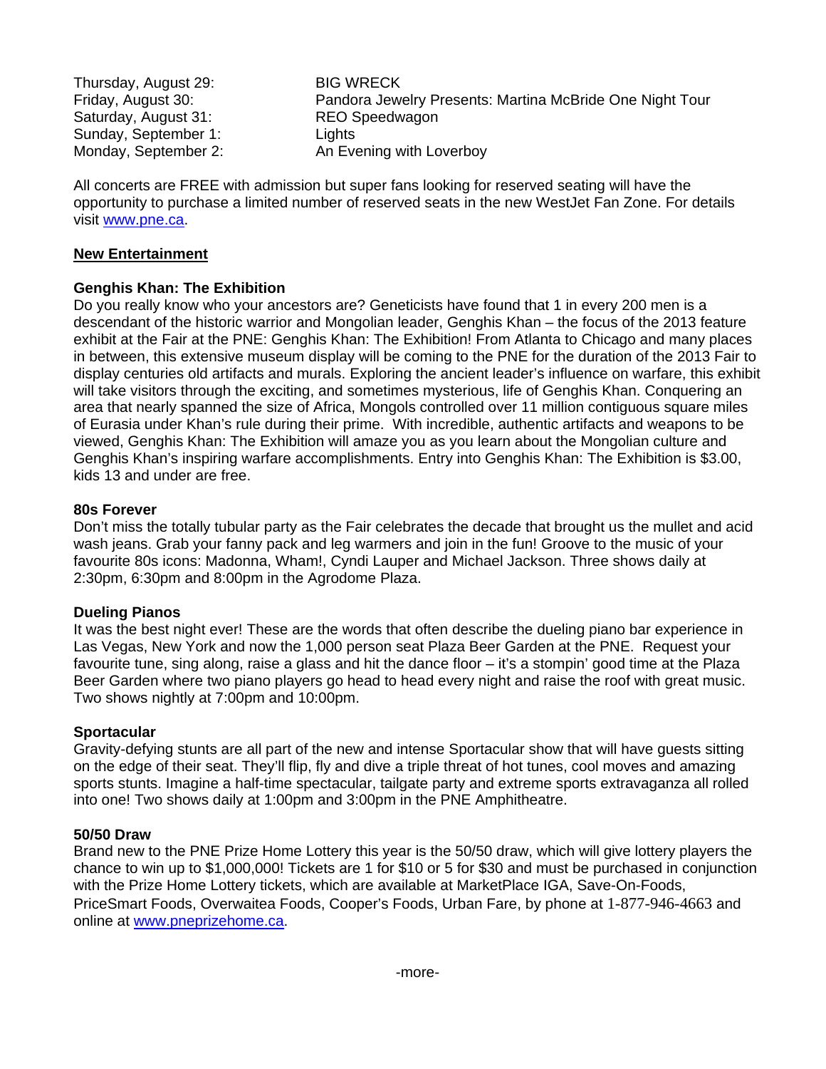| | |
|---|---|
| Thursday, August 29: | BIG WRECK |
| Friday, August 30: | Pandora Jewelry Presents: Martina McBride One Night Tour |
| Saturday, August 31: | REO Speedwagon |
| Sunday, September 1: | Lights |
| Monday, September 2: | An Evening with Loverboy |

All concerts are FREE with admission but super fans looking for reserved seating will have the opportunity to purchase a limited number of reserved seats in the new WestJet Fan Zone. For details visit www.pne.ca.

## New Entertainment

### Genghis Khan: The Exhibition

Do you really know who your ancestors are? Geneticists have found that 1 in every 200 men is a descendant of the historic warrior and Mongolian leader, Genghis Khan – the focus of the 2013 feature exhibit at the Fair at the PNE: Genghis Khan: The Exhibition! From Atlanta to Chicago and many places in between, this extensive museum display will be coming to the PNE for the duration of the 2013 Fair to display centuries old artifacts and murals. Exploring the ancient leader's influence on warfare, this exhibit will take visitors through the exciting, and sometimes mysterious, life of Genghis Khan. Conquering an area that nearly spanned the size of Africa, Mongols controlled over 11 million contiguous square miles of Eurasia under Khan's rule during their prime. With incredible, authentic artifacts and weapons to be viewed, Genghis Khan: The Exhibition will amaze you as you learn about the Mongolian culture and Genghis Khan's inspiring warfare accomplishments. Entry into Genghis Khan: The Exhibition is $3.00, kids 13 and under are free.

### 80s Forever

Don't miss the totally tubular party as the Fair celebrates the decade that brought us the mullet and acid wash jeans. Grab your fanny pack and leg warmers and join in the fun! Groove to the music of your favourite 80s icons: Madonna, Wham!, Cyndi Lauper and Michael Jackson. Three shows daily at 2:30pm, 6:30pm and 8:00pm in the Agrodome Plaza.

### Dueling Pianos

It was the best night ever! These are the words that often describe the dueling piano bar experience in Las Vegas, New York and now the 1,000 person seat Plaza Beer Garden at the PNE. Request your favourite tune, sing along, raise a glass and hit the dance floor – it's a stompin' good time at the Plaza Beer Garden where two piano players go head to head every night and raise the roof with great music. Two shows nightly at 7:00pm and 10:00pm.

### Sportacular

Gravity-defying stunts are all part of the new and intense Sportacular show that will have guests sitting on the edge of their seat. They'll flip, fly and dive a triple threat of hot tunes, cool moves and amazing sports stunts. Imagine a half-time spectacular, tailgate party and extreme sports extravaganza all rolled into one! Two shows daily at 1:00pm and 3:00pm in the PNE Amphitheatre.

### 50/50 Draw

Brand new to the PNE Prize Home Lottery this year is the 50/50 draw, which will give lottery players the chance to win up to $1,000,000! Tickets are 1 for $10 or 5 for $30 and must be purchased in conjunction with the Prize Home Lottery tickets, which are available at MarketPlace IGA, Save-On-Foods, PriceSmart Foods, Overwaitea Foods, Cooper's Foods, Urban Fare, by phone at 1-877-946-4663 and online at www.pneprizehome.ca.

-more-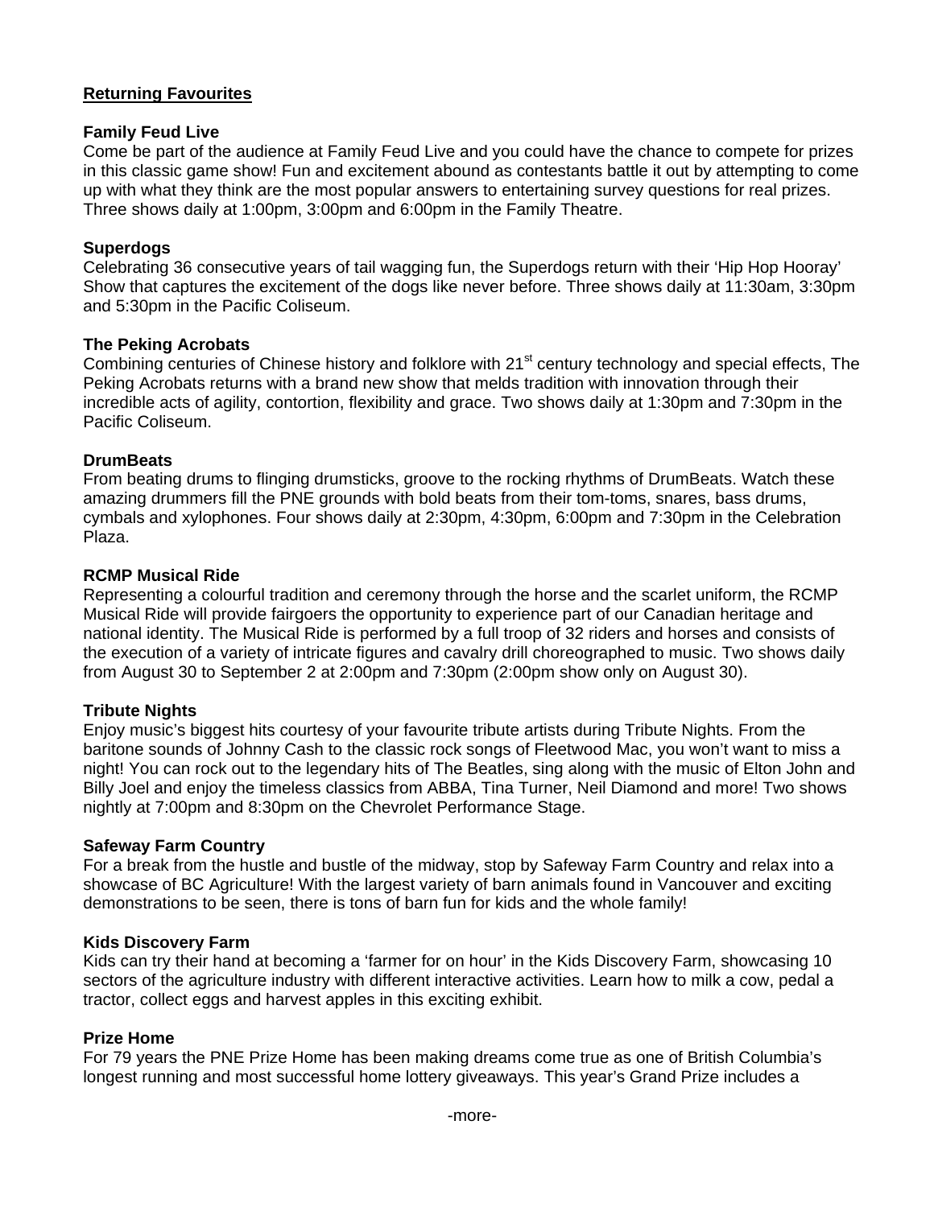**Returning Favourites**

**Family Feud Live**
Come be part of the audience at Family Feud Live and you could have the chance to compete for prizes in this classic game show! Fun and excitement abound as contestants battle it out by attempting to come up with what they think are the most popular answers to entertaining survey questions for real prizes. Three shows daily at 1:00pm, 3:00pm and 6:00pm in the Family Theatre.

**Superdogs**
Celebrating 36 consecutive years of tail wagging fun, the Superdogs return with their 'Hip Hop Hooray' Show that captures the excitement of the dogs like never before. Three shows daily at 11:30am, 3:30pm and 5:30pm in the Pacific Coliseum.

**The Peking Acrobats**
Combining centuries of Chinese history and folklore with 21st century technology and special effects, The Peking Acrobats returns with a brand new show that melds tradition with innovation through their incredible acts of agility, contortion, flexibility and grace. Two shows daily at 1:30pm and 7:30pm in the Pacific Coliseum.

**DrumBeats**
From beating drums to flinging drumsticks, groove to the rocking rhythms of DrumBeats. Watch these amazing drummers fill the PNE grounds with bold beats from their tom-toms, snares, bass drums, cymbals and xylophones. Four shows daily at 2:30pm, 4:30pm, 6:00pm and 7:30pm in the Celebration Plaza.

**RCMP Musical Ride**
Representing a colourful tradition and ceremony through the horse and the scarlet uniform, the RCMP Musical Ride will provide fairgoers the opportunity to experience part of our Canadian heritage and national identity. The Musical Ride is performed by a full troop of 32 riders and horses and consists of the execution of a variety of intricate figures and cavalry drill choreographed to music. Two shows daily from August 30 to September 2 at 2:00pm and 7:30pm (2:00pm show only on August 30).

**Tribute Nights**
Enjoy music's biggest hits courtesy of your favourite tribute artists during Tribute Nights. From the baritone sounds of Johnny Cash to the classic rock songs of Fleetwood Mac, you won't want to miss a night! You can rock out to the legendary hits of The Beatles, sing along with the music of Elton John and Billy Joel and enjoy the timeless classics from ABBA, Tina Turner, Neil Diamond and more! Two shows nightly at 7:00pm and 8:30pm on the Chevrolet Performance Stage.

**Safeway Farm Country**
For a break from the hustle and bustle of the midway, stop by Safeway Farm Country and relax into a showcase of BC Agriculture! With the largest variety of barn animals found in Vancouver and exciting demonstrations to be seen, there is tons of barn fun for kids and the whole family!

**Kids Discovery Farm**
Kids can try their hand at becoming a 'farmer for on hour' in the Kids Discovery Farm, showcasing 10 sectors of the agriculture industry with different interactive activities. Learn how to milk a cow, pedal a tractor, collect eggs and harvest apples in this exciting exhibit.

**Prize Home**
For 79 years the PNE Prize Home has been making dreams come true as one of British Columbia's longest running and most successful home lottery giveaways. This year's Grand Prize includes a

-more-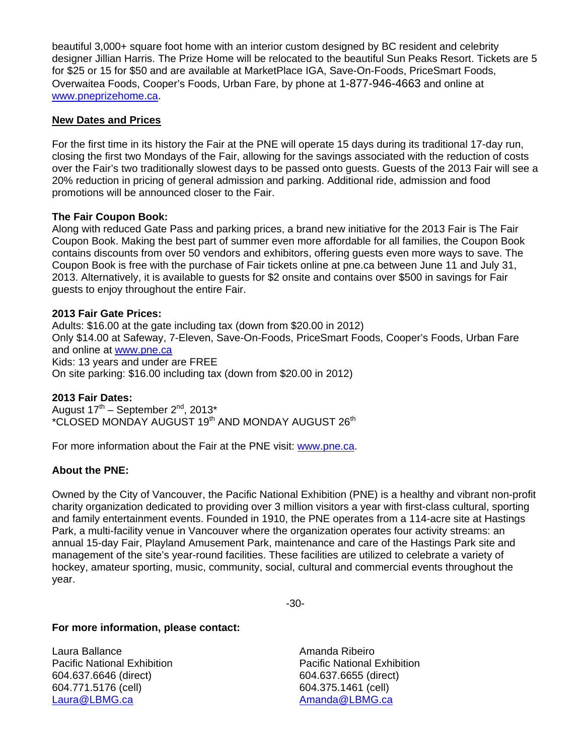beautiful 3,000+ square foot home with an interior custom designed by BC resident and celebrity designer Jillian Harris. The Prize Home will be relocated to the beautiful Sun Peaks Resort. Tickets are 5 for $25 or 15 for $50 and are available at MarketPlace IGA, Save-On-Foods, PriceSmart Foods, Overwaitea Foods, Cooper's Foods, Urban Fare, by phone at 1-877-946-4663 and online at www.pneprizehome.ca.

**New Dates and Prices**

For the first time in its history the Fair at the PNE will operate 15 days during its traditional 17-day run, closing the first two Mondays of the Fair, allowing for the savings associated with the reduction of costs over the Fair's two traditionally slowest days to be passed onto guests. Guests of the 2013 Fair will see a 20% reduction in pricing of general admission and parking. Additional ride, admission and food promotions will be announced closer to the Fair.

**The Fair Coupon Book:**
Along with reduced Gate Pass and parking prices, a brand new initiative for the 2013 Fair is The Fair Coupon Book. Making the best part of summer even more affordable for all families, the Coupon Book contains discounts from over 50 vendors and exhibitors, offering guests even more ways to save. The Coupon Book is free with the purchase of Fair tickets online at pne.ca between June 11 and July 31, 2013. Alternatively, it is available to guests for $2 onsite and contains over $500 in savings for Fair guests to enjoy throughout the entire Fair.

**2013 Fair Gate Prices:**
Adults: $16.00 at the gate including tax (down from $20.00 in 2012)
Only $14.00 at Safeway, 7-Eleven, Save-On-Foods, PriceSmart Foods, Cooper's Foods, Urban Fare and online at www.pne.ca
Kids: 13 years and under are FREE
On site parking: $16.00 including tax (down from $20.00 in 2012)

**2013 Fair Dates:**
August 17th – September 2nd, 2013*
*CLOSED MONDAY AUGUST 19th AND MONDAY AUGUST 26th

For more information about the Fair at the PNE visit: www.pne.ca.

**About the PNE:**

Owned by the City of Vancouver, the Pacific National Exhibition (PNE) is a healthy and vibrant non-profit charity organization dedicated to providing over 3 million visitors a year with first-class cultural, sporting and family entertainment events. Founded in 1910, the PNE operates from a 114-acre site at Hastings Park, a multi-facility venue in Vancouver where the organization operates four activity streams: an annual 15-day Fair, Playland Amusement Park, maintenance and care of the Hastings Park site and management of the site's year-round facilities. These facilities are utilized to celebrate a variety of hockey, amateur sporting, music, community, social, cultural and commercial events throughout the year.

-30-

**For more information, please contact:**

Laura Ballance
Pacific National Exhibition
604.637.6646 (direct)
604.771.5176 (cell)
Laura@LBMG.ca

Amanda Ribeiro
Pacific National Exhibition
604.637.6655 (direct)
604.375.1461 (cell)
Amanda@LBMG.ca